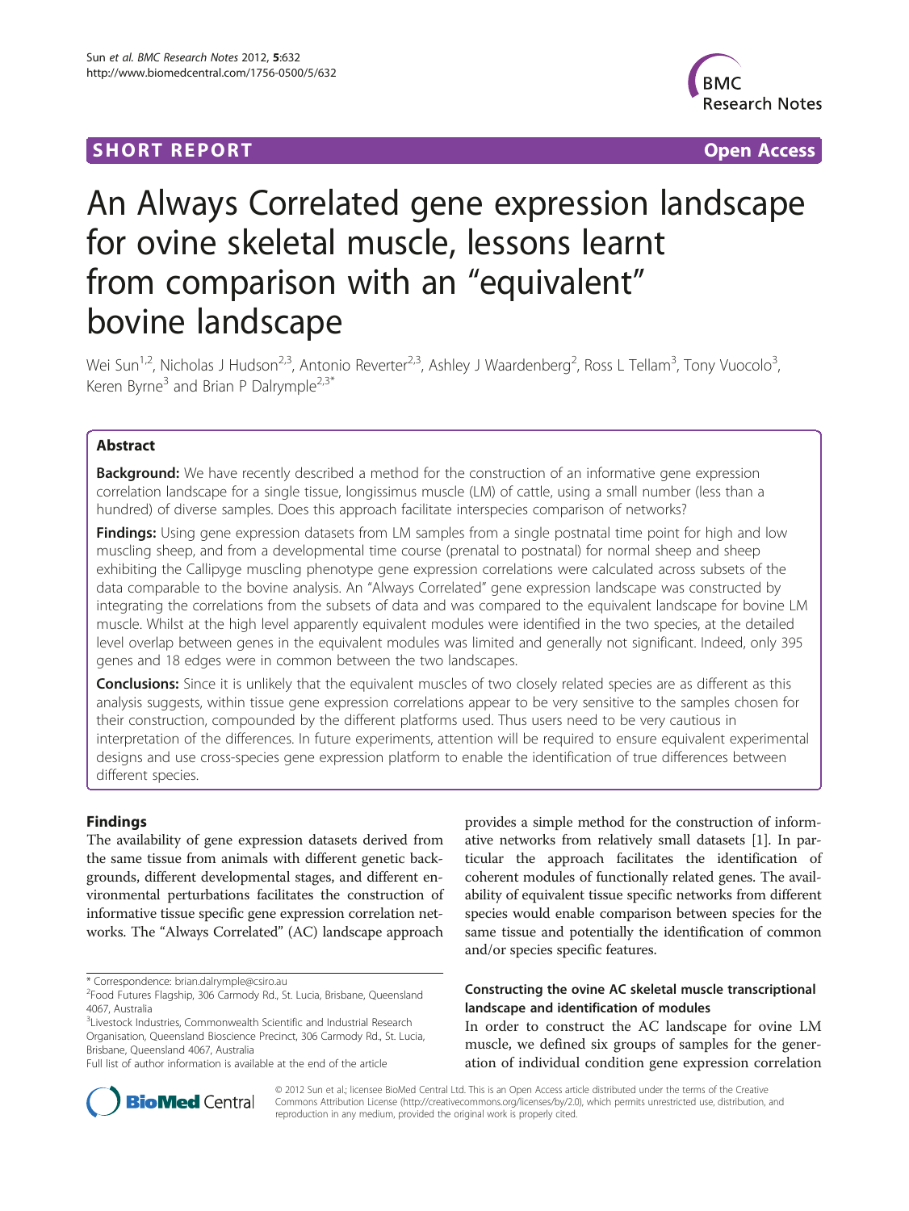SHORT REPORT Open Access

# An Always Correlated gene expression landscape for ovine skeletal muscle, lessons learnt from comparison with an "equivalent" bovine landscape

Wei Sun[1,2], Nicholas J Hudson[2,3], Antonio Reverter[2,3], Ashley J Waardenberg[2], Ross L Tellam[3], Tony Vuocolo[3], Keren Byrne[3] and Brian P Dalrymple[2,3*]

## Abstract

**Background:** We have recently described a method for the construction of an informative gene expression correlation landscape for a single tissue, longissimus muscle (LM) of cattle, using a small number (less than a hundred) of diverse samples. Does this approach facilitate interspecies comparison of networks?

**Findings:** Using gene expression datasets from LM samples from a single postnatal time point for high and low muscling sheep, and from a developmental time course (prenatal to postnatal) for normal sheep and sheep exhibiting the Callipyge muscling phenotype gene expression correlations were calculated across subsets of the data comparable to the bovine analysis. An "Always Correlated" gene expression landscape was constructed by integrating the correlations from the subsets of data and was compared to the equivalent landscape for bovine LM muscle. Whilst at the high level apparently equivalent modules were identified in the two species, at the detailed level overlap between genes in the equivalent modules was limited and generally not significant. Indeed, only 395 genes and 18 edges were in common between the two landscapes.

**Conclusions:** Since it is unlikely that the equivalent muscles of two closely related species are as different as this analysis suggests, within tissue gene expression correlations appear to be very sensitive to the samples chosen for their construction, compounded by the different platforms used. Thus users need to be very cautious in interpretation of the differences. In future experiments, attention will be required to ensure equivalent experimental designs and use cross-species gene expression platform to enable the identification of true differences between different species.

## Findings

The availability of gene expression datasets derived from the same tissue from animals with different genetic backgrounds, different developmental stages, and different environmental perturbations facilitates the construction of informative tissue specific gene expression correlation networks. The "Always Correlated" (AC) landscape approach provides a simple method for the construction of informative networks from relatively small datasets [1]. In particular the approach facilitates the identification of coherent modules of functionally related genes. The availability of equivalent tissue specific networks from different species would enable comparison between species for the same tissue and potentially the identification of common and/or species specific features.

### Constructing the ovine AC skeletal muscle transcriptional landscape and identification of modules

In order to construct the AC landscape for ovine LM muscle, we defined six groups of samples for the generation of individual condition gene expression correlation

\* Correspondence: brian.dalrymple@csiro.au
[2]Food Futures Flagship, 306 Carmody Rd., St. Lucia, Brisbane, Queensland 4067, Australia
[3]Livestock Industries, Commonwealth Scientific and Industrial Research Organisation, Queensland Bioscience Precinct, 306 Carmody Rd., St. Lucia, Brisbane, Queensland 4067, Australia
Full list of author information is available at the end of the article

© 2012 Sun et al.; licensee BioMed Central Ltd. This is an Open Access article distributed under the terms of the Creative Commons Attribution License (http://creativecommons.org/licenses/by/2.0), which permits unrestricted use, distribution, and reproduction in any medium, provided the original work is properly cited.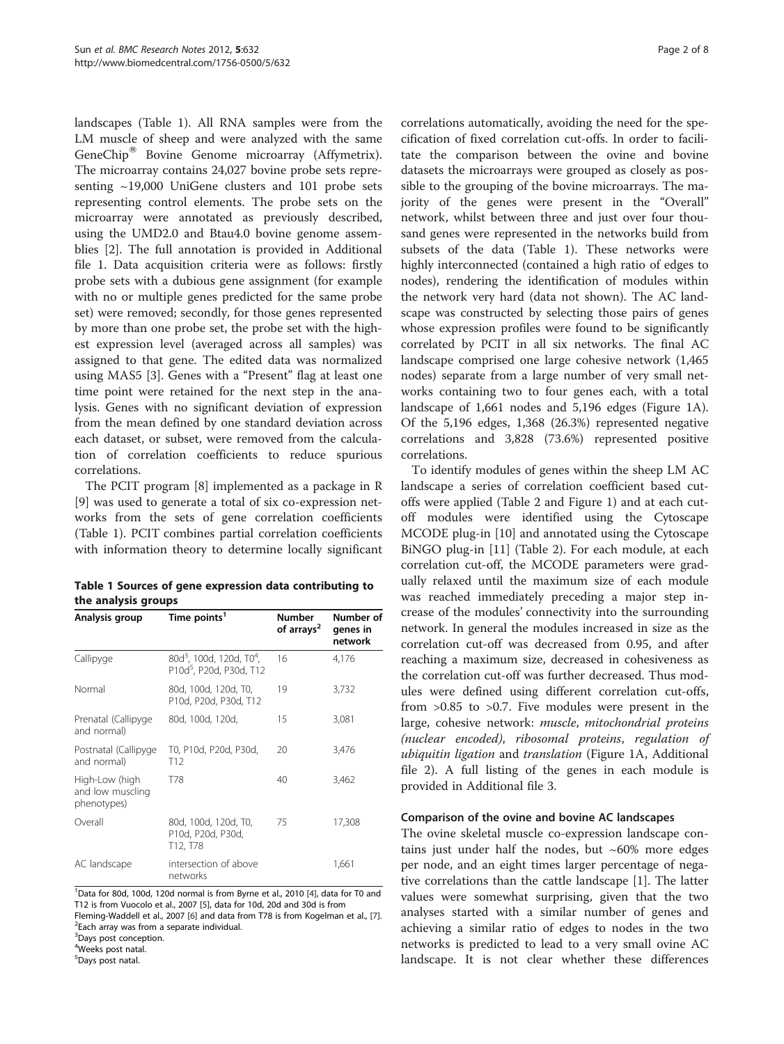landscapes (Table 1). All RNA samples were from the LM muscle of sheep and were analyzed with the same GeneChip® Bovine Genome microarray (Affymetrix). The microarray contains 24,027 bovine probe sets representing ~19,000 UniGene clusters and 101 probe sets representing control elements. The probe sets on the microarray were annotated as previously described, using the UMD2.0 and Btau4.0 bovine genome assemblies [2]. The full annotation is provided in Additional file 1. Data acquisition criteria were as follows: firstly probe sets with a dubious gene assignment (for example with no or multiple genes predicted for the same probe set) were removed; secondly, for those genes represented by more than one probe set, the probe set with the highest expression level (averaged across all samples) was assigned to that gene. The edited data was normalized using MAS5 [3]. Genes with a "Present" flag at least one time point were retained for the next step in the analysis. Genes with no significant deviation of expression from the mean defined by one standard deviation across each dataset, or subset, were removed from the calculation of correlation coefficients to reduce spurious correlations.

The PCIT program [8] implemented as a package in R [9] was used to generate a total of six co-expression networks from the sets of gene correlation coefficients (Table 1). PCIT combines partial correlation coefficients with information theory to determine locally significant correlations automatically, avoiding the need for the specification of fixed correlation cut-offs. In order to facilitate the comparison between the ovine and bovine datasets the microarrays were grouped as closely as possible to the grouping of the bovine microarrays. The majority of the genes were present in the "Overall" network, whilst between three and just over four thousand genes were represented in the networks build from subsets of the data (Table 1). These networks were highly interconnected (contained a high ratio of edges to nodes), rendering the identification of modules within the network very hard (data not shown). The AC landscape was constructed by selecting those pairs of genes whose expression profiles were found to be significantly correlated by PCIT in all six networks. The final AC landscape comprised one large cohesive network (1,465 nodes) separate from a large number of very small networks containing two to four genes each, with a total landscape of 1,661 nodes and 5,196 edges (Figure 1A). Of the 5,196 edges, 1,368 (26.3%) represented negative correlations and 3,828 (73.6%) represented positive correlations.

**Table 1 Sources of gene expression data contributing to the analysis groups**

| Analysis group | Time points[1] | Number of arrays[2] | Number of genes in network |
|---|---|---|---|
| Callipyge | 80d[3], 100d, 120d, T0[4], P10d[5], P20d, P30d, T12 | 16 | 4,176 |
| Normal | 80d, 100d, 120d, T0, P10d, P20d, P30d, T12 | 19 | 3,732 |
| Prenatal (Callipyge and normal) | 80d, 100d, 120d, | 15 | 3,081 |
| Postnatal (Callipyge and normal) | T0, P10d, P20d, P30d, T12 | 20 | 3,476 |
| High-Low (high and low muscling phenotypes) | T78 | 40 | 3,462 |
| Overall | 80d, 100d, 120d, T0, P10d, P20d, P30d, T12, T78 | 75 | 17,308 |
| AC landscape | intersection of above networks | | 1,661 |

[1]Data for 80d, 100d, 120d normal is from Byrne et al., 2010 [4], data for T0 and T12 is from Vuocolo et al., 2007 [5], data for 10d, 20d and 30d is from Fleming-Waddell et al., 2007 [6] and data from T78 is from Kogelman et al., [7].
[2]Each array was from a separate individual.
[3]Days post conception.
[4]Weeks post natal.
[5]Days post natal.

To identify modules of genes within the sheep LM AC landscape a series of correlation coefficient based cut-offs were applied (Table 2 and Figure 1) and at each cut-off modules were identified using the Cytoscape MCODE plug-in [10] and annotated using the Cytoscape BiNGO plug-in [11] (Table 2). For each module, at each correlation cut-off, the MCODE parameters were gradually relaxed until the maximum size of each module was reached immediately preceding a major step increase of the modules' connectivity into the surrounding network. In general the modules increased in size as the correlation cut-off was decreased from 0.95, and after reaching a maximum size, decreased in cohesiveness as the correlation cut-off was further decreased. Thus modules were defined using different correlation cut-offs, from >0.85 to >0.7. Five modules were present in the large, cohesive network: *muscle*, *mitochondrial proteins (nuclear encoded)*, *ribosomal proteins*, *regulation of ubiquitin ligation* and *translation* (Figure 1A, Additional file 2). A full listing of the genes in each module is provided in Additional file 3.

### Comparison of the ovine and bovine AC landscapes

The ovine skeletal muscle co-expression landscape contains just under half the nodes, but ~60% more edges per node, and an eight times larger percentage of negative correlations than the cattle landscape [1]. The latter values were somewhat surprising, given that the two analyses started with a similar number of genes and achieving a similar ratio of edges to nodes in the two networks is predicted to lead to a very small ovine AC landscape. It is not clear whether these differences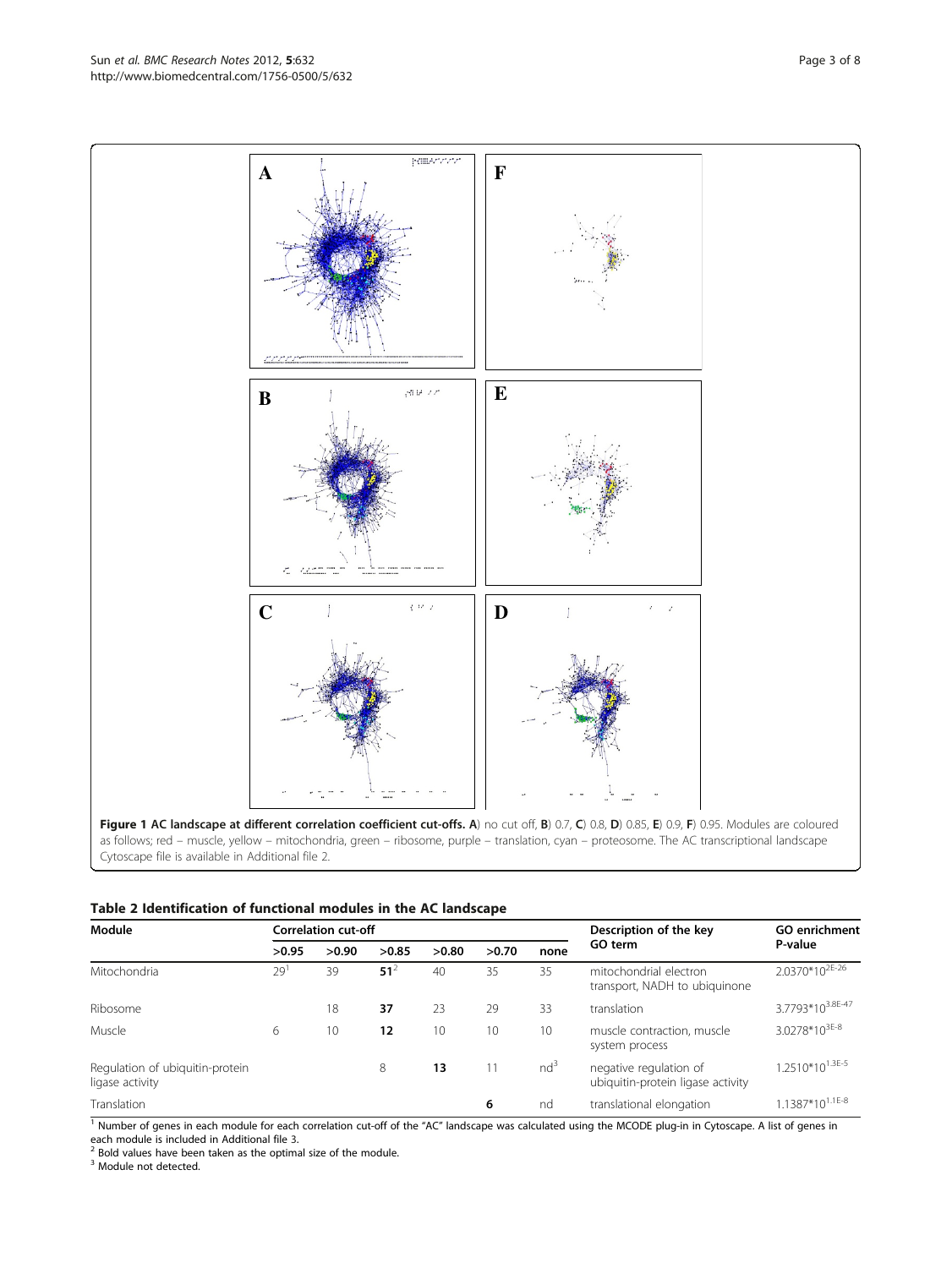**Figure 1 AC landscape at different correlation coefficient cut-offs.** **A**) no cut off, **B**) 0.7, **C**) 0.8, **D**) 0.85, **E**) 0.9, **F**) 0.95. Modules are coloured as follows; red – muscle, yellow – mitochondria, green – ribosome, purple – translation, cyan – proteosome. The AC transcriptional landscape Cytoscape file is available in Additional file 2.

**Table 2 Identification of functional modules in the AC landscape**

| Module | Correlation cut-off | | | | | | Description of the key GO term | GO enrichment P-value |
|---|---|---|---|---|---|---|---|---|
| | >0.95 | >0.90 | >0.85 | >0.80 | >0.70 | none | | |
| Mitochondria | 29[1] | 39 | **51**[2] | 40 | 35 | 35 | mitochondrial electron transport, NADH to ubiquinone | $2.0370*10^{2E-26}$ |
| Ribosome | | 18 | **37** | 23 | 29 | 33 | translation | $3.7793*10^{3.8E-47}$ |
| Muscle | 6 | 10 | **12** | 10 | 10 | 10 | muscle contraction, muscle system process | $3.0278*10^{3E-8}$ |
| Regulation of ubiquitin-protein ligase activity | | | 8 | **13** | 11 | nd[3] | negative regulation of ubiquitin-protein ligase activity | $1.2510*10^{1.3E-5}$ |
| Translation | | | | | **6** | nd | translational elongation | $1.1387*10^{1.1E-8}$ |

[1] Number of genes in each module for each correlation cut-off of the "AC" landscape was calculated using the MCODE plug-in in Cytoscape. A list of genes in each module is included in Additional file 3.
[2] Bold values have been taken as the optimal size of the module.
[3] Module not detected.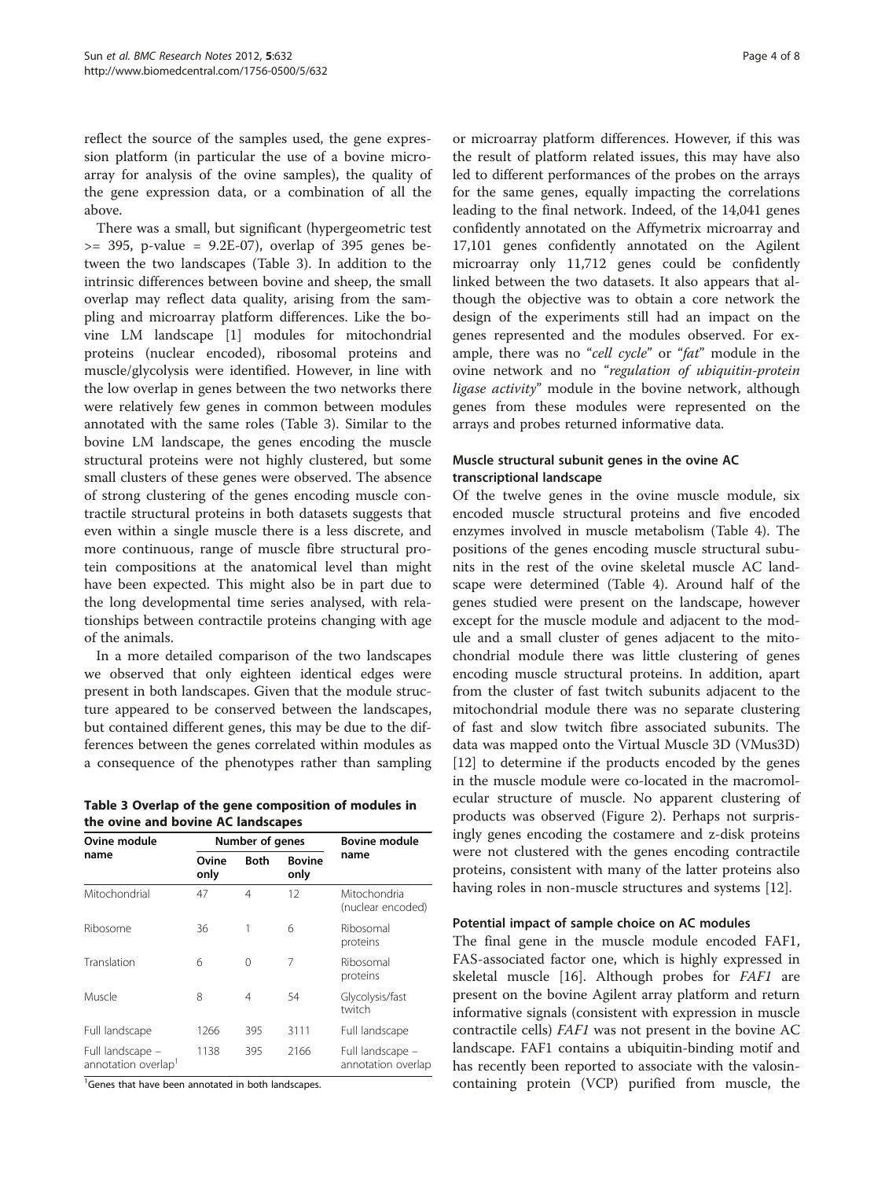reflect the source of the samples used, the gene expression platform (in particular the use of a bovine microarray for analysis of the ovine samples), the quality of the gene expression data, or a combination of all the above.

There was a small, but significant (hypergeometric test >= 395, p-value = 9.2E-07), overlap of 395 genes between the two landscapes (Table 3). In addition to the intrinsic differences between bovine and sheep, the small overlap may reflect data quality, arising from the sampling and microarray platform differences. Like the bovine LM landscape [1] modules for mitochondrial proteins (nuclear encoded), ribosomal proteins and muscle/glycolysis were identified. However, in line with the low overlap in genes between the two networks there were relatively few genes in common between modules annotated with the same roles (Table 3). Similar to the bovine LM landscape, the genes encoding the muscle structural proteins were not highly clustered, but some small clusters of these genes were observed. The absence of strong clustering of the genes encoding muscle contractile structural proteins in both datasets suggests that even within a single muscle there is a less discrete, and more continuous, range of muscle fibre structural protein compositions at the anatomical level than might have been expected. This might also be in part due to the long developmental time series analysed, with relationships between contractile proteins changing with age of the animals.

In a more detailed comparison of the two landscapes we observed that only eighteen identical edges were present in both landscapes. Given that the module structure appeared to be conserved between the landscapes, but contained different genes, this may be due to the differences between the genes correlated within modules as a consequence of the phenotypes rather than sampling or microarray platform differences. However, if this was the result of platform related issues, this may have also led to different performances of the probes on the arrays for the same genes, equally impacting the correlations leading to the final network. Indeed, of the 14,041 genes confidently annotated on the Affymetrix microarray and 17,101 genes confidently annotated on the Agilent microarray only 11,712 genes could be confidently linked between the two datasets. It also appears that although the objective was to obtain a core network the design of the experiments still had an impact on the genes represented and the modules observed. For example, there was no "*cell cycle*" or "*fat*" module in the ovine network and no "*regulation of ubiquitin-protein ligase activity*" module in the bovine network, although genes from these modules were represented on the arrays and probes returned informative data.

**Table 3 Overlap of the gene composition of modules in the ovine and bovine AC landscapes**

| Ovine module name | Number of genes | | | Bovine module name |
|---|---|---|---|---|
| | Ovine only | Both | Bovine only | |
| Mitochondrial | 47 | 4 | 12 | Mitochondria (nuclear encoded) |
| Ribosome | 36 | 1 | 6 | Ribosomal proteins |
| Translation | 6 | 0 | 7 | Ribosomal proteins |
| Muscle | 8 | 4 | 54 | Glycolysis/fast twitch |
| Full landscape | 1266 | 395 | 3111 | Full landscape |
| Full landscape – annotation overlap[1] | 1138 | 395 | 2166 | Full landscape – annotation overlap |

[1]Genes that have been annotated in both landscapes.

### Muscle structural subunit genes in the ovine AC transcriptional landscape

Of the twelve genes in the ovine muscle module, six encoded muscle structural proteins and five encoded enzymes involved in muscle metabolism (Table 4). The positions of the genes encoding muscle structural subunits in the rest of the ovine skeletal muscle AC landscape were determined (Table 4). Around half of the genes studied were present on the landscape, however except for the muscle module and adjacent to the module and a small cluster of genes adjacent to the mitochondrial module there was little clustering of genes encoding muscle structural proteins. In addition, apart from the cluster of fast twitch subunits adjacent to the mitochondrial module there was no separate clustering of fast and slow twitch fibre associated subunits. The data was mapped onto the Virtual Muscle 3D (VMus3D) [12] to determine if the products encoded by the genes in the muscle module were co-located in the macromolecular structure of muscle. No apparent clustering of products was observed (Figure 2). Perhaps not surprisingly genes encoding the costamere and z-disk proteins were not clustered with the genes encoding contractile proteins, consistent with many of the latter proteins also having roles in non-muscle structures and systems [12].

### Potential impact of sample choice on AC modules

The final gene in the muscle module encoded FAF1, FAS-associated factor one, which is highly expressed in skeletal muscle [16]. Although probes for *FAF1* are present on the bovine Agilent array platform and return informative signals (consistent with expression in muscle contractile cells) *FAF1* was not present in the bovine AC landscape. FAF1 contains a ubiquitin-binding motif and has recently been reported to associate with the valosin-containing protein (VCP) purified from muscle, the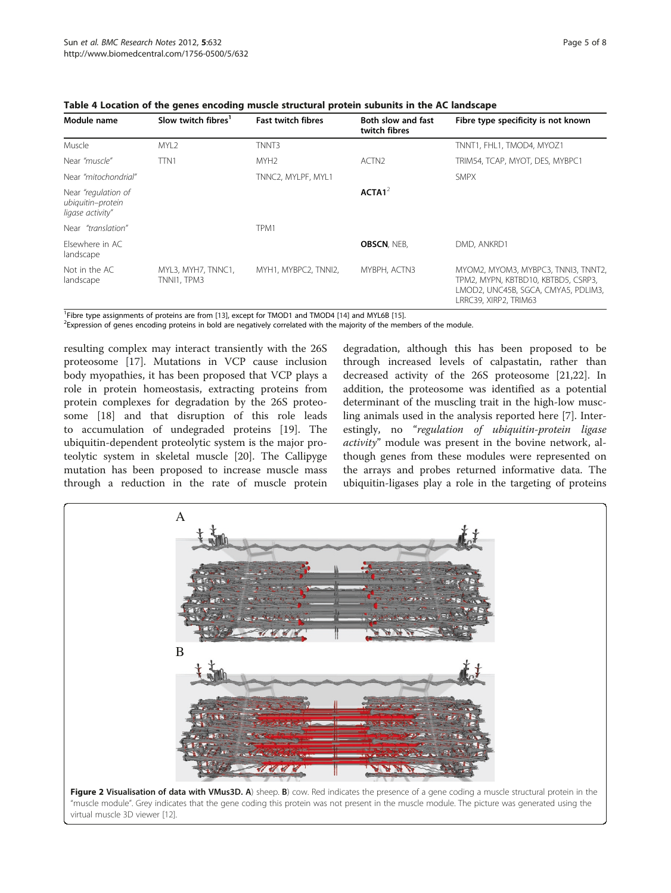**Table 4 Location of the genes encoding muscle structural protein subunits in the AC landscape**

| Module name | Slow twitch fibres[1] | Fast twitch fibres | Both slow and fast twitch fibres | Fibre type specificity is not known |
|---|---|---|---|---|
| Muscle | MYL2 | TNNT3 | | TNNT1, FHL1, TMOD4, MYOZ1 |
| Near *"muscle"* | TTN1 | MYH2 | ACTN2 | TRIM54, TCAP, MYOT, DES, MYBPC1 |
| Near *"mitochondrial"* | | TNNC2, MYLPF, MYL1 | | SMPX |
| Near *"regulation of ubiquitin–protein ligase activity"* | | | **ACTA1**[2] | |
| Near *"translation"* | | TPM1 | | |
| Elsewhere in AC landscape | | | **OBSCN**, NEB, | DMD, ANKRD1 |
| Not in the AC landscape | MYL3, MYH7, TNNC1, TNNI1, TPM3 | MYH1, MYBPC2, TNNI2, | MYBPH, ACTN3 | MYOM2, MYOM3, MYBPC3, TNNI3, TNNT2, TPM2, MYPN, KBTBD10, KBTBD5, CSRP3, LMOD2, UNC45B, SGCA, CMYA5, PDLIM3, LRRC39, XIRP2, TRIM63 |

[1]Fibre type assignments of proteins are from [13], except for TMOD1 and TMOD4 [14] and MYL6B [15].
[2]Expression of genes encoding proteins in bold are negatively correlated with the majority of the members of the module.

resulting complex may interact transiently with the 26S proteosome [17]. Mutations in VCP cause inclusion body myopathies, it has been proposed that VCP plays a role in protein homeostasis, extracting proteins from protein complexes for degradation by the 26S proteosome [18] and that disruption of this role leads to accumulation of undegraded proteins [19]. The ubiquitin-dependent proteolytic system is the major proteolytic system in skeletal muscle [20]. The Callipyge mutation has been proposed to increase muscle mass through a reduction in the rate of muscle protein degradation, although this has been proposed to be through increased levels of calpastatin, rather than decreased activity of the 26S proteosome [21,22]. In addition, the proteosome was identified as a potential determinant of the muscling trait in the high-low muscling animals used in the analysis reported here [7]. Interestingly, no *"regulation of ubiquitin-protein ligase activity"* module was present in the bovine network, although genes from these modules were represented on the arrays and probes returned informative data. The ubiquitin-ligases play a role in the targeting of proteins

**Figure 2 Visualisation of data with VMus3D. A**) sheep. **B**) cow. Red indicates the presence of a gene coding a muscle structural protein in the "muscle module". Grey indicates that the gene coding this protein was not present in the muscle module. The picture was generated using the virtual muscle 3D viewer [12].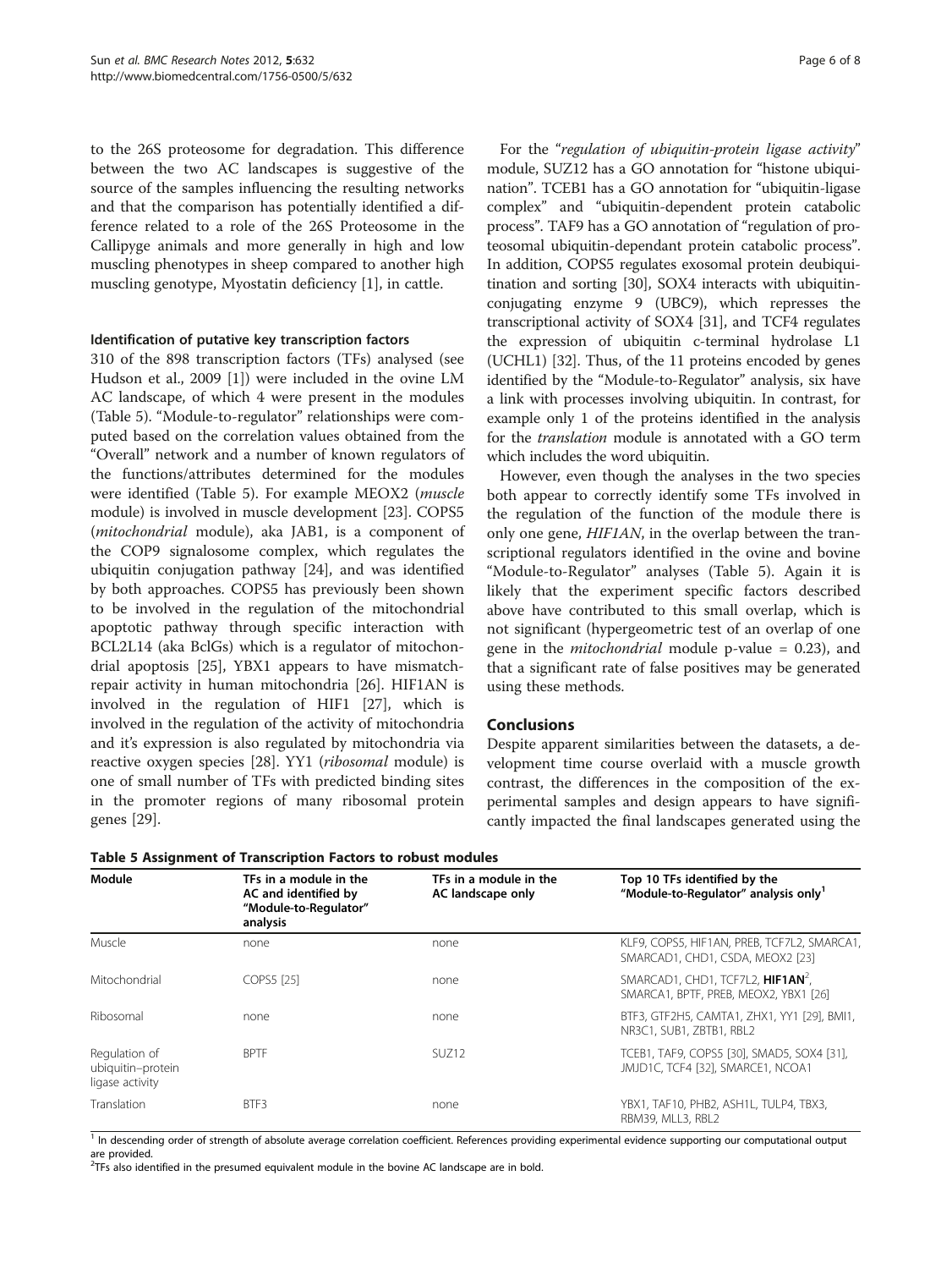to the 26S proteosome for degradation. This difference between the two AC landscapes is suggestive of the source of the samples influencing the resulting networks and that the comparison has potentially identified a difference related to a role of the 26S Proteosome in the Callipyge animals and more generally in high and low muscling phenotypes in sheep compared to another high muscling genotype, Myostatin deficiency [1], in cattle.

#### Identification of putative key transcription factors

310 of the 898 transcription factors (TFs) analysed (see Hudson et al., 2009 [1]) were included in the ovine LM AC landscape, of which 4 were present in the modules (Table 5). "Module-to-regulator" relationships were computed based on the correlation values obtained from the "Overall" network and a number of known regulators of the functions/attributes determined for the modules were identified (Table 5). For example MEOX2 (*muscle* module) is involved in muscle development [23]. COPS5 (*mitochondrial* module), aka JAB1, is a component of the COP9 signalosome complex, which regulates the ubiquitin conjugation pathway [24], and was identified by both approaches. COPS5 has previously been shown to be involved in the regulation of the mitochondrial apoptotic pathway through specific interaction with BCL2L14 (aka BclGs) which is a regulator of mitochondrial apoptosis [25], YBX1 appears to have mismatch-repair activity in human mitochondria [26]. HIF1AN is involved in the regulation of HIF1 [27], which is involved in the regulation of the activity of mitochondria and it's expression is also regulated by mitochondria via reactive oxygen species [28]. YY1 (*ribosomal* module) is one of small number of TFs with predicted binding sites in the promoter regions of many ribosomal protein genes [29].

For the "*regulation of ubiquitin-protein ligase activity*" module, SUZ12 has a GO annotation for "histone ubiquination". TCEB1 has a GO annotation for "ubiquitin-ligase complex" and "ubiquitin-dependent protein catabolic process". TAF9 has a GO annotation of "regulation of proteosomal ubiquitin-dependant protein catabolic process". In addition, COPS5 regulates exosomal protein deubiquitination and sorting [30], SOX4 interacts with ubiquitin-conjugating enzyme 9 (UBC9), which represses the transcriptional activity of SOX4 [31], and TCF4 regulates the expression of ubiquitin c-terminal hydrolase L1 (UCHL1) [32]. Thus, of the 11 proteins encoded by genes identified by the "Module-to-Regulator" analysis, six have a link with processes involving ubiquitin. In contrast, for example only 1 of the proteins identified in the analysis for the *translation* module is annotated with a GO term which includes the word ubiquitin.

However, even though the analyses in the two species both appear to correctly identify some TFs involved in the regulation of the function of the module there is only one gene, *HIF1AN*, in the overlap between the transcriptional regulators identified in the ovine and bovine "Module-to-Regulator" analyses (Table 5). Again it is likely that the experiment specific factors described above have contributed to this small overlap, which is not significant (hypergeometric test of an overlap of one gene in the *mitochondrial* module p-value = 0.23), and that a significant rate of false positives may be generated using these methods.

## Conclusions

Despite apparent similarities between the datasets, a development time course overlaid with a muscle growth contrast, the differences in the composition of the experimental samples and design appears to have significantly impacted the final landscapes generated using the

**Table 5 Assignment of Transcription Factors to robust modules**

| Module | TFs in a module in the AC and identified by "Module-to-Regulator" analysis | TFs in a module in the AC landscape only | Top 10 TFs identified by the "Module-to-Regulator" analysis only[1] |
|---|---|---|---|
| Muscle | none | none | KLF9, COPS5, HIF1AN, PREB, TCF7L2, SMARCA1, SMARCAD1, CHD1, CSDA, MEOX2 [23] |
| Mitochondrial | COPS5 [25] | none | SMARCAD1, CHD1, TCF7L2, **HIF1AN**[2], SMARCA1, BPTF, PREB, MEOX2, YBX1 [26] |
| Ribosomal | none | none | BTF3, GTF2H5, CAMTA1, ZHX1, YY1 [29], BMI1, NR3C1, SUB1, ZBTB1, RBL2 |
| Regulation of ubiquitin–protein ligase activity | BPTF | SUZ12 | TCEB1, TAF9, COPS5 [30], SMAD5, SOX4 [31], JMJD1C, TCF4 [32], SMARCE1, NCOA1 |
| Translation | BTF3 | none | YBX1, TAF10, PHB2, ASH1L, TULP4, TBX3, RBM39, MLL3, RBL2 |

[1] In descending order of strength of absolute average correlation coefficient. References providing experimental evidence supporting our computational output are provided.
[2] TFs also identified in the presumed equivalent module in the bovine AC landscape are in bold.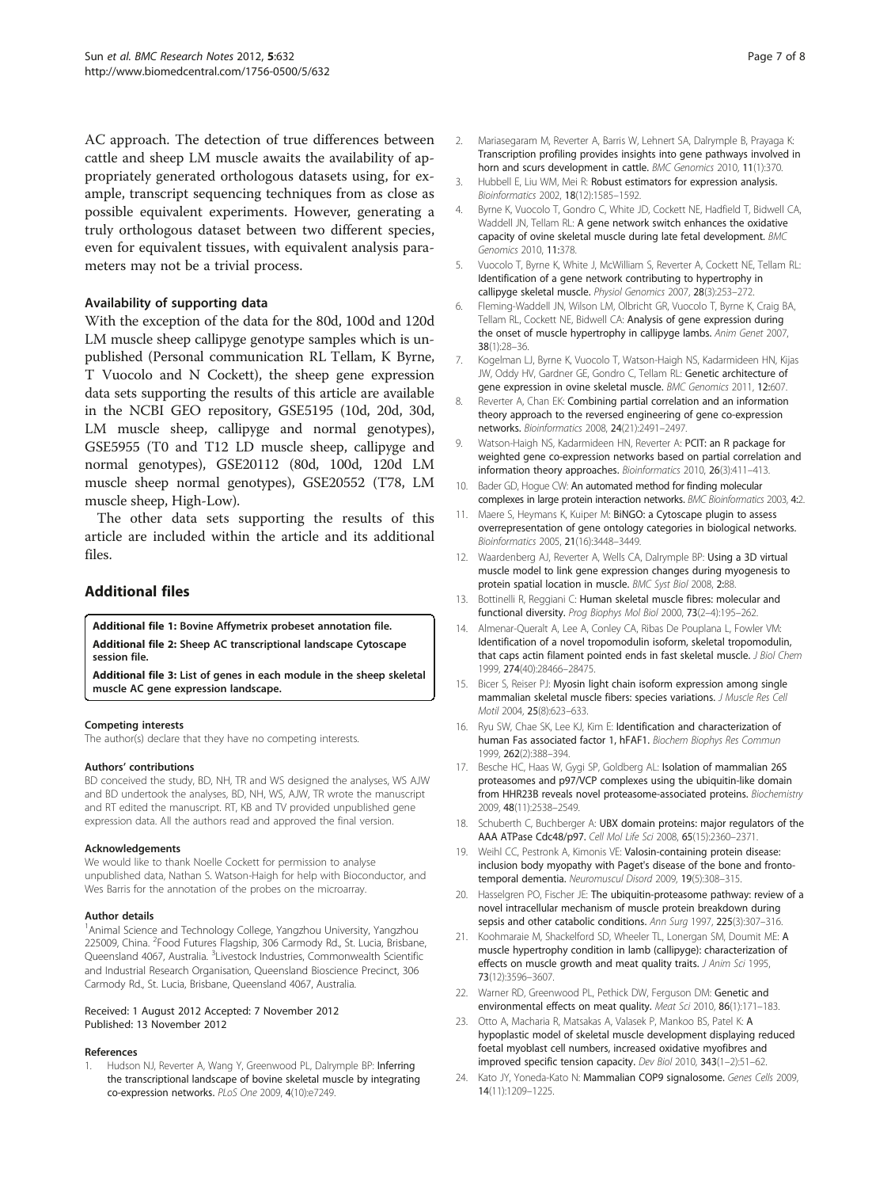AC approach. The detection of true differences between cattle and sheep LM muscle awaits the availability of appropriately generated orthologous datasets using, for example, transcript sequencing techniques from as close as possible equivalent experiments. However, generating a truly orthologous dataset between two different species, even for equivalent tissues, with equivalent analysis parameters may not be a trivial process.

### Availability of supporting data

With the exception of the data for the 80d, 100d and 120d LM muscle sheep callipyge genotype samples which is unpublished (Personal communication RL Tellam, K Byrne, T Vuocolo and N Cockett), the sheep gene expression data sets supporting the results of this article are available in the NCBI GEO repository, GSE5195 (10d, 20d, 30d, LM muscle sheep, callipyge and normal genotypes), GSE5955 (T0 and T12 LD muscle sheep, callipyge and normal genotypes), GSE20112 (80d, 100d, 120d LM muscle sheep normal genotypes), GSE20552 (T78, LM muscle sheep, High-Low).

The other data sets supporting the results of this article are included within the article and its additional files.

## Additional files

**Additional file 1: Bovine Affymetrix probeset annotation file.**

**Additional file 2: Sheep AC transcriptional landscape Cytoscape session file.**

**Additional file 3: List of genes in each module in the sheep skeletal muscle AC gene expression landscape.**

#### Competing interests

The author(s) declare that they have no competing interests.

#### Authors' contributions

BD conceived the study, BD, NH, TR and WS designed the analyses, WS AJW and BD undertook the analyses, BD, NH, WS, AJW, TR wrote the manuscript and RT edited the manuscript. RT, KB and TV provided unpublished gene expression data. All the authors read and approved the final version.

#### Acknowledgements

We would like to thank Noelle Cockett for permission to analyse unpublished data, Nathan S. Watson-Haigh for help with Bioconductor, and Wes Barris for the annotation of the probes on the microarray.

#### Author details

[1]Animal Science and Technology College, Yangzhou University, Yangzhou 225009, China. [2]Food Futures Flagship, 306 Carmody Rd., St. Lucia, Brisbane, Queensland 4067, Australia. [3]Livestock Industries, Commonwealth Scientific and Industrial Research Organisation, Queensland Bioscience Precinct, 306 Carmody Rd., St. Lucia, Brisbane, Queensland 4067, Australia.

Received: 1 August 2012 Accepted: 7 November 2012
Published: 13 November 2012

#### References

1. Hudson NJ, Reverter A, Wang Y, Greenwood PL, Dalrymple BP: **Inferring the transcriptional landscape of bovine skeletal muscle by integrating co-expression networks.** *PLoS One* 2009, **4**(10):e7249.
2. Mariasegaram M, Reverter A, Barris W, Lehnert SA, Dalrymple B, Prayaga K: **Transcription profiling provides insights into gene pathways involved in horn and scurs development in cattle.** *BMC Genomics* 2010, **11**(1):370.
3. Hubbell E, Liu WM, Mei R: **Robust estimators for expression analysis.** *Bioinformatics* 2002, **18**(12):1585–1592.
4. Byrne K, Vuocolo T, Gondro C, White JD, Cockett NE, Hadfield T, Bidwell CA, Waddell JN, Tellam RL: **A gene network switch enhances the oxidative capacity of ovine skeletal muscle during late fetal development.** *BMC Genomics* 2010, **11:**378.
5. Vuocolo T, Byrne K, White J, McWilliam S, Reverter A, Cockett NE, Tellam RL: **Identification of a gene network contributing to hypertrophy in callipyge skeletal muscle.** *Physiol Genomics* 2007, **28**(3):253–272.
6. Fleming-Waddell JN, Wilson LM, Olbricht GR, Vuocolo T, Byrne K, Craig BA, Tellam RL, Cockett NE, Bidwell CA: **Analysis of gene expression during the onset of muscle hypertrophy in callipyge lambs.** *Anim Genet* 2007, **38**(1):28–36.
7. Kogelman LJ, Byrne K, Vuocolo T, Watson-Haigh NS, Kadarmideen HN, Kijas JW, Oddy HV, Gardner GE, Gondro C, Tellam RL: **Genetic architecture of gene expression in ovine skeletal muscle.** *BMC Genomics* 2011, **12:**607.
8. Reverter A, Chan EK: **Combining partial correlation and an information theory approach to the reversed engineering of gene co-expression networks.** *Bioinformatics* 2008, **24**(21):2491–2497.
9. Watson-Haigh NS, Kadarmideen HN, Reverter A: **PCIT: an R package for weighted gene co-expression networks based on partial correlation and information theory approaches.** *Bioinformatics* 2010, **26**(3):411–413.
10. Bader GD, Hogue CW: **An automated method for finding molecular complexes in large protein interaction networks.** *BMC Bioinformatics* 2003, **4:**2.
11. Maere S, Heymans K, Kuiper M: **BiNGO: a Cytoscape plugin to assess overrepresentation of gene ontology categories in biological networks.** *Bioinformatics* 2005, **21**(16):3448–3449.
12. Waardenberg AJ, Reverter A, Wells CA, Dalrymple BP: **Using a 3D virtual muscle model to link gene expression changes during myogenesis to protein spatial location in muscle.** *BMC Syst Biol* 2008, **2:**88.
13. Bottinelli R, Reggiani C: **Human skeletal muscle fibres: molecular and functional diversity.** *Prog Biophys Mol Biol* 2000, **73**(2–4):195–262.
14. Almenar-Queralt A, Lee A, Conley CA, Ribas De Pouplana L, Fowler VM: **Identification of a novel tropomodulin isoform, skeletal tropomodulin, that caps actin filament pointed ends in fast skeletal muscle.** *J Biol Chem* 1999, **274**(40):28466–28475.
15. Bicer S, Reiser PJ: **Myosin light chain isoform expression among single mammalian skeletal muscle fibers: species variations.** *J Muscle Res Cell Motil* 2004, **25**(8):623–633.
16. Ryu SW, Chae SK, Lee KJ, Kim E: **Identification and characterization of human Fas associated factor 1, hFAF1.** *Biochem Biophys Res Commun* 1999, **262**(2):388–394.
17. Besche HC, Haas W, Gygi SP, Goldberg AL: **Isolation of mammalian 26S proteasomes and p97/VCP complexes using the ubiquitin-like domain from HHR23B reveals novel proteasome-associated proteins.** *Biochemistry* 2009, **48**(11):2538–2549.
18. Schuberth C, Buchberger A: **UBX domain proteins: major regulators of the AAA ATPase Cdc48/p97.** *Cell Mol Life Sci* 2008, **65**(15):2360–2371.
19. Weihl CC, Pestronk A, Kimonis VE: **Valosin-containing protein disease: inclusion body myopathy with Paget's disease of the bone and fronto-temporal dementia.** *Neuromuscul Disord* 2009, **19**(5):308–315.
20. Hasselgren PO, Fischer JE: **The ubiquitin-proteasome pathway: review of a novel intracellular mechanism of muscle protein breakdown during sepsis and other catabolic conditions.** *Ann Surg* 1997, **225**(3):307–316.
21. Koohmaraie M, Shackelford SD, Wheeler TL, Lonergan SM, Doumit ME: **A muscle hypertrophy condition in lamb (callipyge): characterization of effects on muscle growth and meat quality traits.** *J Anim Sci* 1995, **73**(12):3596–3607.
22. Warner RD, Greenwood PL, Pethick DW, Ferguson DM: **Genetic and environmental effects on meat quality.** *Meat Sci* 2010, **86**(1):171–183.
23. Otto A, Macharia R, Matsakas A, Valasek P, Mankoo BS, Patel K: **A hypoplastic model of skeletal muscle development displaying reduced foetal myoblast cell numbers, increased oxidative myofibres and improved specific tension capacity.** *Dev Biol* 2010, **343**(1–2):51–62.
24. Kato JY, Yoneda-Kato N: **Mammalian COP9 signalosome.** *Genes Cells* 2009, **14**(11):1209–1225.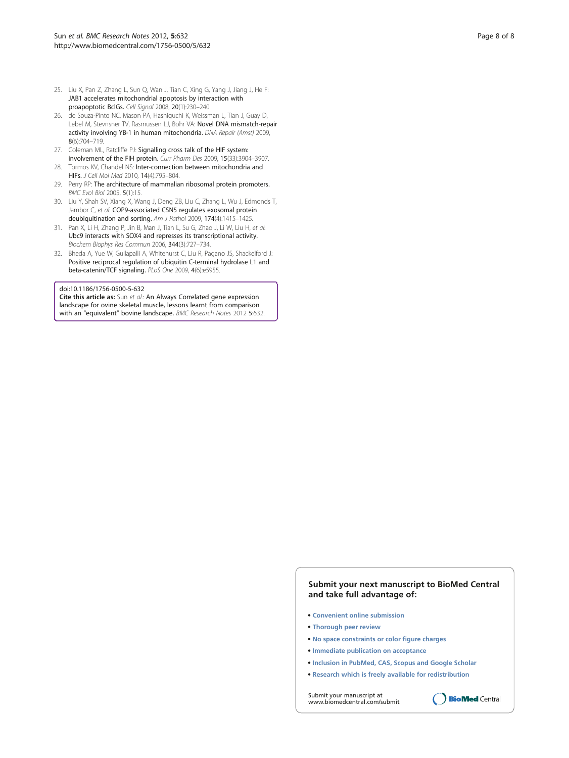25. Liu X, Pan Z, Zhang L, Sun Q, Wan J, Tian C, Xing G, Yang J, Jiang J, He F: **JAB1 accelerates mitochondrial apoptosis by interaction with proapoptotic BclGs.** *Cell Signal* 2008, **20**(1):230–240.
26. de Souza-Pinto NC, Mason PA, Hashiguchi K, Weissman L, Tian J, Guay D, Lebel M, Stevnsner TV, Rasmussen LJ, Bohr VA: **Novel DNA mismatch-repair activity involving YB-1 in human mitochondria.** *DNA Repair (Amst)* 2009, **8**(6):704–719.
27. Coleman ML, Ratcliffe PJ: **Signalling cross talk of the HIF system: involvement of the FIH protein.** *Curr Pharm Des* 2009, **15**(33):3904–3907.
28. Tormos KV, Chandel NS: **Inter-connection between mitochondria and HIFs.** *J Cell Mol Med* 2010, **14**(4):795–804.
29. Perry RP: **The architecture of mammalian ribosomal protein promoters.** *BMC Evol Biol* 2005, **5**(1):15.
30. Liu Y, Shah SV, Xiang X, Wang J, Deng ZB, Liu C, Zhang L, Wu J, Edmonds T, Jambor C, *et al*: **COP9-associated CSN5 regulates exosomal protein deubiquitination and sorting.** *Am J Pathol* 2009, **174**(4):1415–1425.
31. Pan X, Li H, Zhang P, Jin B, Man J, Tian L, Su G, Zhao J, Li W, Liu H, *et al*: **Ubc9 interacts with SOX4 and represses its transcriptional activity.** *Biochem Biophys Res Commun* 2006, **344**(3):727–734.
32. Bheda A, Yue W, Gullapalli A, Whitehurst C, Liu R, Pagano JS, Shackelford J: **Positive reciprocal regulation of ubiquitin C-terminal hydrolase L1 and beta-catenin/TCF signaling.** *PLoS One* 2009, **4**(6):e5955.

doi:10.1186/1756-0500-5-632
**Cite this article as:** Sun *et al.*: An Always Correlated gene expression landscape for ovine skeletal muscle, lessons learnt from comparison with an "equivalent" bovine landscape. *BMC Research Notes* 2012 **5**:632.

**Submit your next manuscript to BioMed Central and take full advantage of:**

- **Convenient online submission**
- **Thorough peer review**
- **No space constraints or color figure charges**
- **Immediate publication on acceptance**
- **Inclusion in PubMed, CAS, Scopus and Google Scholar**
- **Research which is freely available for redistribution**

Submit your manuscript at
www.biomedcentral.com/submit

BioMed Central